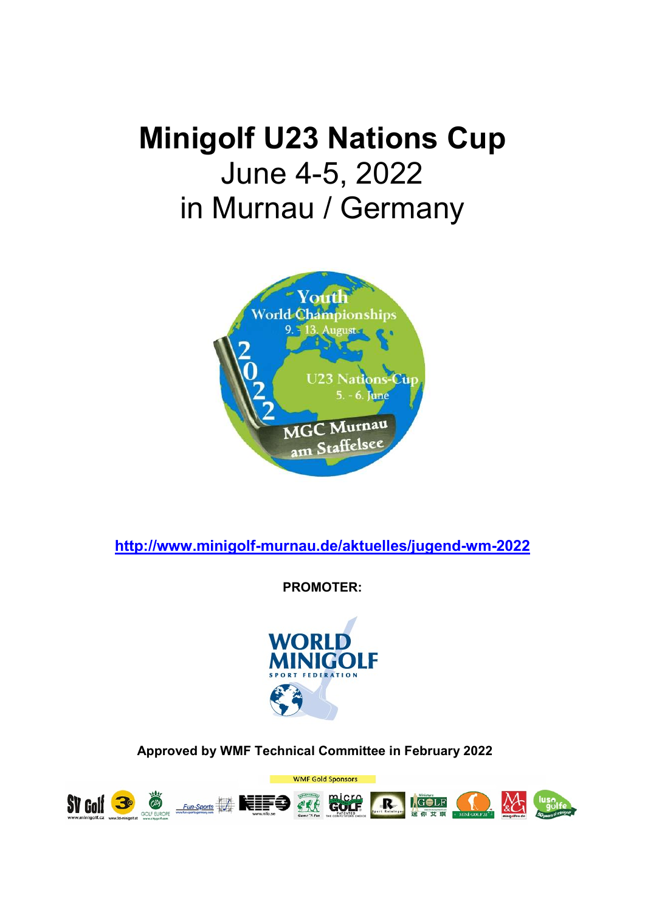# Minigolf U23 Nations Cup

## June 4-5, 2022

## in Murnau / Germany

http://www.minigolf-murnau.de/aktuelles/jugend-wm-2022

**PROMOTER:**

**Approved by WMF Technical Committee in February 2022**

WMF Gold Sponsors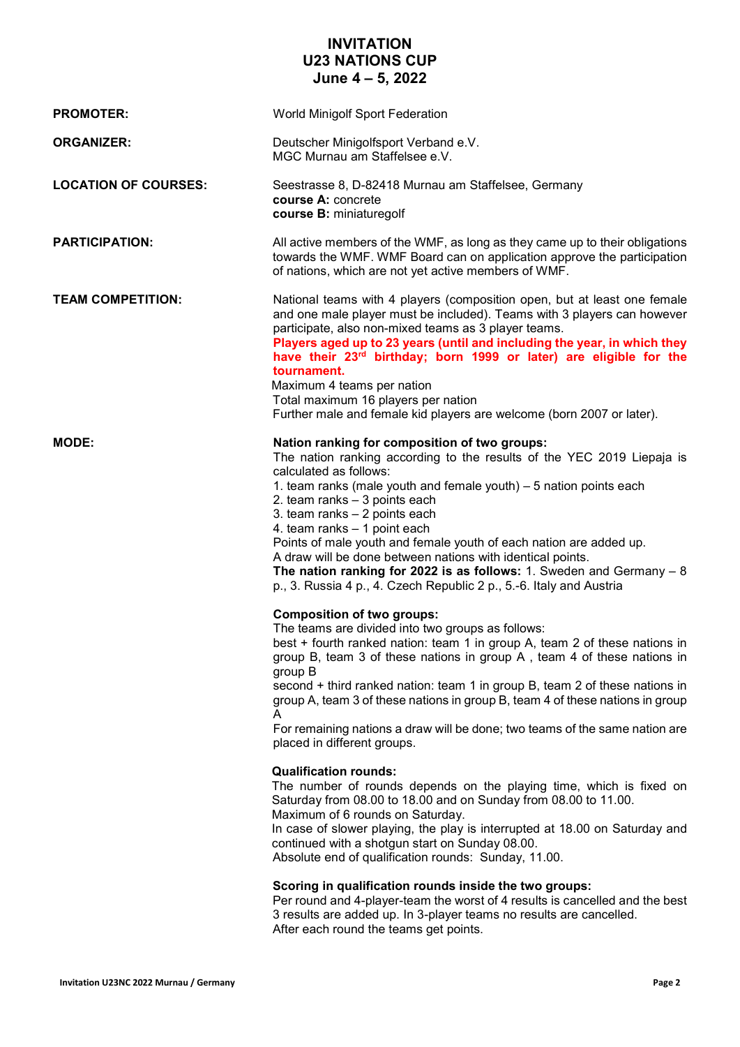# INVITATION
# U23 NATIONS CUP
# June 4 – 5, 2022

**PROMOTER:** World Minigolf Sport Federation

**ORGANIZER:** Deutscher Minigolfsport Verband e.V.
MGC Murnau am Staffelsee e.V.

**LOCATION OF COURSES:** Seestrasse 8, D-82418 Murnau am Staffelsee, Germany
**course A:** concrete
**course B:** miniaturegolf

**PARTICIPATION:** All active members of the WMF, as long as they came up to their obligations towards the WMF. WMF Board can on application approve the participation of nations, which are not yet active members of WMF.

**TEAM COMPETITION:** National teams with 4 players (composition open, but at least one female and one male player must be included). Teams with 3 players can however participate, also non-mixed teams as 3 player teams.
**Players aged up to 23 years (until and including the year, in which they have their 23rd birthday; born 1999 or later) are eligible for the tournament.**
Maximum 4 teams per nation
Total maximum 16 players per nation
Further male and female kid players are welcome (born 2007 or later).

**MODE:**

**Nation ranking for composition of two groups:**
The nation ranking according to the results of the YEC 2019 Liepaja is calculated as follows:
1. team ranks (male youth and female youth) – 5 nation points each
2. team ranks – 3 points each
3. team ranks – 2 points each
4. team ranks – 1 point each

Points of male youth and female youth of each nation are added up.
A draw will be done between nations with identical points.
**The nation ranking for 2022 is as follows:** 1. Sweden and Germany – 8 p., 3. Russia 4 p., 4. Czech Republic 2 p., 5.-6. Italy and Austria

**Composition of two groups:**
The teams are divided into two groups as follows:
best + fourth ranked nation: team 1 in group A, team 2 of these nations in group B, team 3 of these nations in group A , team 4 of these nations in group B
second + third ranked nation: team 1 in group B, team 2 of these nations in group A, team 3 of these nations in group B, team 4 of these nations in group A
For remaining nations a draw will be done; two teams of the same nation are placed in different groups.

**Qualification rounds:**
The number of rounds depends on the playing time, which is fixed on Saturday from 08.00 to 18.00 and on Sunday from 08.00 to 11.00.
Maximum of 6 rounds on Saturday.
In case of slower playing, the play is interrupted at 18.00 on Saturday and continued with a shotgun start on Sunday 08.00.
Absolute end of qualification rounds: Sunday, 11.00.

**Scoring in qualification rounds inside the two groups:**
Per round and 4-player-team the worst of 4 results is cancelled and the best 3 results are added up. In 3-player teams no results are cancelled.
After each round the teams get points.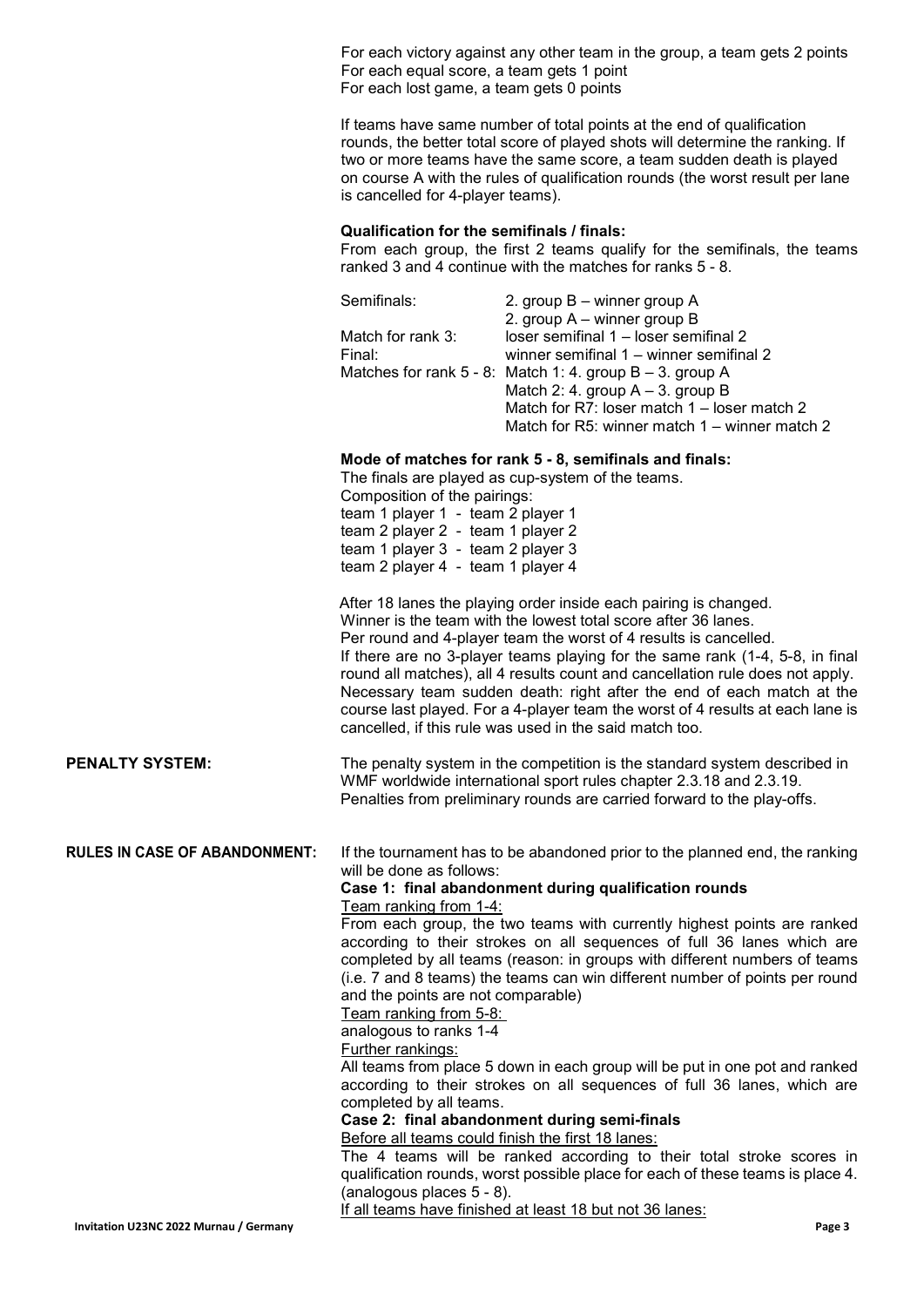For each victory against any other team in the group, a team gets 2 points
For each equal score, a team gets 1 point
For each lost game, a team gets 0 points

If teams have same number of total points at the end of qualification rounds, the better total score of played shots will determine the ranking. If two or more teams have the same score, a team sudden death is played on course A with the rules of qualification rounds (the worst result per lane is cancelled for 4-player teams).

**Qualification for the semifinals / finals:**
From each group, the first 2 teams qualify for the semifinals, the teams ranked 3 and 4 continue with the matches for ranks 5 - 8.

| | |
|---|---|
| Semifinals: | 2. group B – winner group A |
| | 2. group A – winner group B |
| Match for rank 3: | loser semifinal 1 – loser semifinal 2 |
| Final: | winner semifinal 1 – winner semifinal 2 |
| Matches for rank 5 - 8: | Match 1: 4. group B – 3. group A |
| | Match 2: 4. group A – 3. group B |
| | Match for R7: loser match 1 – loser match 2 |
| | Match for R5: winner match 1 – winner match 2 |

**Mode of matches for rank 5 - 8, semifinals and finals:**
The finals are played as cup-system of the teams.
Composition of the pairings:
team 1 player 1 - team 2 player 1
team 2 player 2 - team 1 player 2
team 1 player 3 - team 2 player 3
team 2 player 4 - team 1 player 4

After 18 lanes the playing order inside each pairing is changed.
Winner is the team with the lowest total score after 36 lanes.
Per round and 4-player team the worst of 4 results is cancelled.
If there are no 3-player teams playing for the same rank (1-4, 5-8, in final round all matches), all 4 results count and cancellation rule does not apply.
Necessary team sudden death: right after the end of each match at the course last played. For a 4-player team the worst of 4 results at each lane is cancelled, if this rule was used in the said match too.

**PENALTY SYSTEM:**

The penalty system in the competition is the standard system described in WMF worldwide international sport rules chapter 2.3.18 and 2.3.19.
Penalties from preliminary rounds are carried forward to the play-offs.

**RULES IN CASE OF ABANDONMENT:**

If the tournament has to be abandoned prior to the planned end, the ranking will be done as follows:

**Case 1: final abandonment during qualification rounds**

Team ranking from 1-4:
From each group, the two teams with currently highest points are ranked according to their strokes on all sequences of full 36 lanes which are completed by all teams (reason: in groups with different numbers of teams (i.e. 7 and 8 teams) the teams can win different number of points per round and the points are not comparable)

Team ranking from 5-8:
analogous to ranks 1-4

Further rankings:
All teams from place 5 down in each group will be put in one pot and ranked according to their strokes on all sequences of full 36 lanes, which are completed by all teams.

**Case 2: final abandonment during semi-finals**

Before all teams could finish the first 18 lanes:
The 4 teams will be ranked according to their total stroke scores in qualification rounds, worst possible place for each of these teams is place 4. (analogous places 5 - 8).

If all teams have finished at least 18 but not 36 lanes: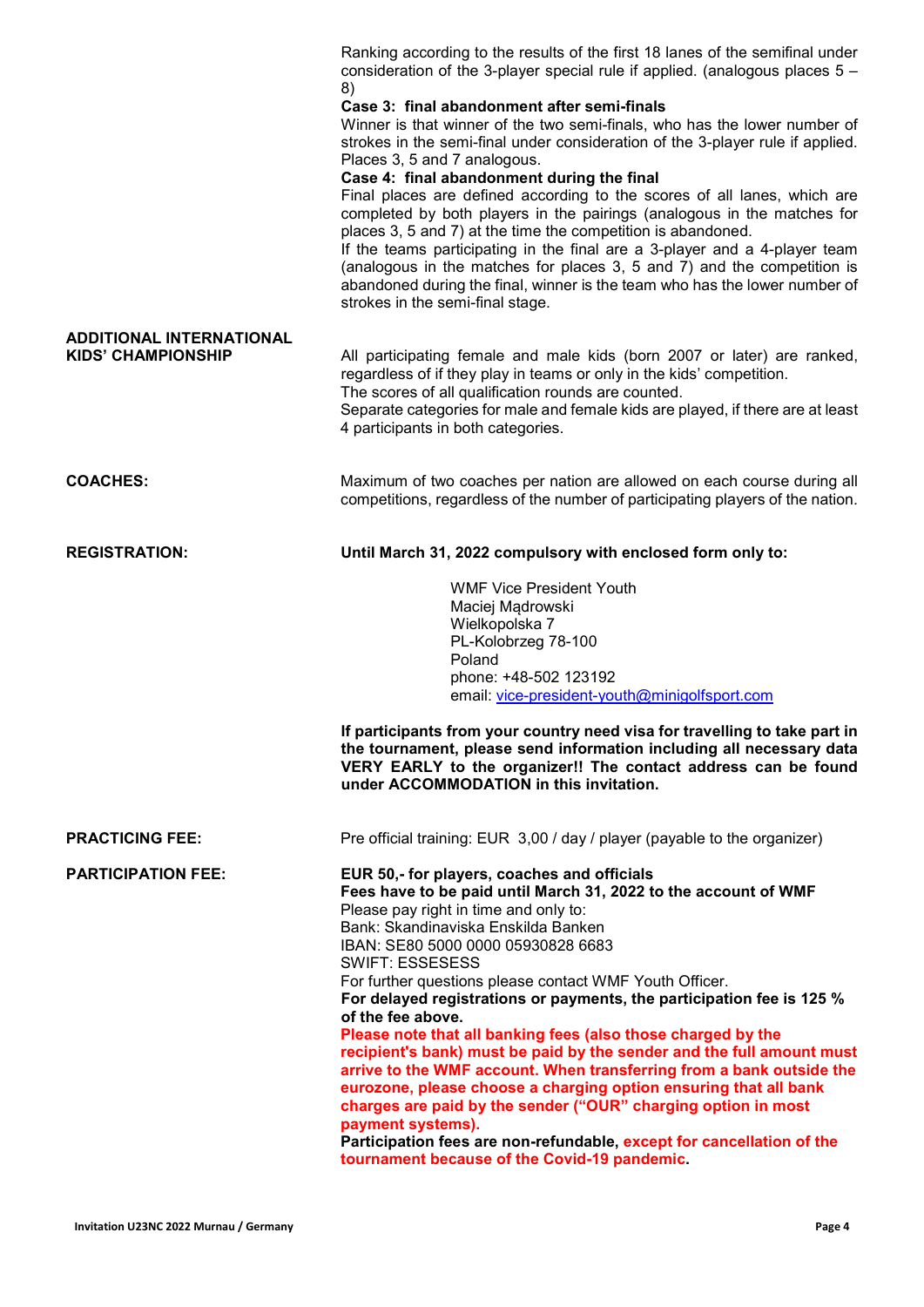Ranking according to the results of the first 18 lanes of the semifinal under consideration of the 3-player special rule if applied. (analogous places 5 – 8)

**Case 3: final abandonment after semi-finals**

Winner is that winner of the two semi-finals, who has the lower number of strokes in the semi-final under consideration of the 3-player rule if applied. Places 3, 5 and 7 analogous.

**Case 4: final abandonment during the final**

Final places are defined according to the scores of all lanes, which are completed by both players in the pairings (analogous in the matches for places 3, 5 and 7) at the time the competition is abandoned.

If the teams participating in the final are a 3-player and a 4-player team (analogous in the matches for places 3, 5 and 7) and the competition is abandoned during the final, winner is the team who has the lower number of strokes in the semi-final stage.

**ADDITIONAL INTERNATIONAL KIDS' CHAMPIONSHIP**

All participating female and male kids (born 2007 or later) are ranked, regardless of if they play in teams or only in the kids' competition.
The scores of all qualification rounds are counted.
Separate categories for male and female kids are played, if there are at least 4 participants in both categories.

**COACHES:**

Maximum of two coaches per nation are allowed on each course during all competitions, regardless of the number of participating players of the nation.

**REGISTRATION:**

**Until March 31, 2022 compulsory with enclosed form only to:**

WMF Vice President Youth
Maciej Mądrowski
Wielkopolska 7
PL-Kolobrzeg 78-100
Poland
phone: +48-502 123192
email: vice-president-youth@minigolfsport.com

**If participants from your country need visa for travelling to take part in the tournament, please send information including all necessary data VERY EARLY to the organizer!! The contact address can be found under ACCOMMODATION in this invitation.**

**PRACTICING FEE:**

Pre official training: EUR 3,00 / day / player (payable to the organizer)

**PARTICIPATION FEE:**

**EUR 50,- for players, coaches and officials**
**Fees have to be paid until March 31, 2022 to the account of WMF**
Please pay right in time and only to:
Bank: Skandinaviska Enskilda Banken
IBAN: SE80 5000 0000 05930828 6683
SWIFT: ESSESESS
For further questions please contact WMF Youth Officer.
**For delayed registrations or payments, the participation fee is 125 % of the fee above.**
**Please note that all banking fees (also those charged by the recipient's bank) must be paid by the sender and the full amount must arrive to the WMF account. When transferring from a bank outside the eurozone, please choose a charging option ensuring that all bank charges are paid by the sender ("OUR" charging option in most payment systems).**
**Participation fees are non-refundable, except for cancellation of the tournament because of the Covid-19 pandemic.**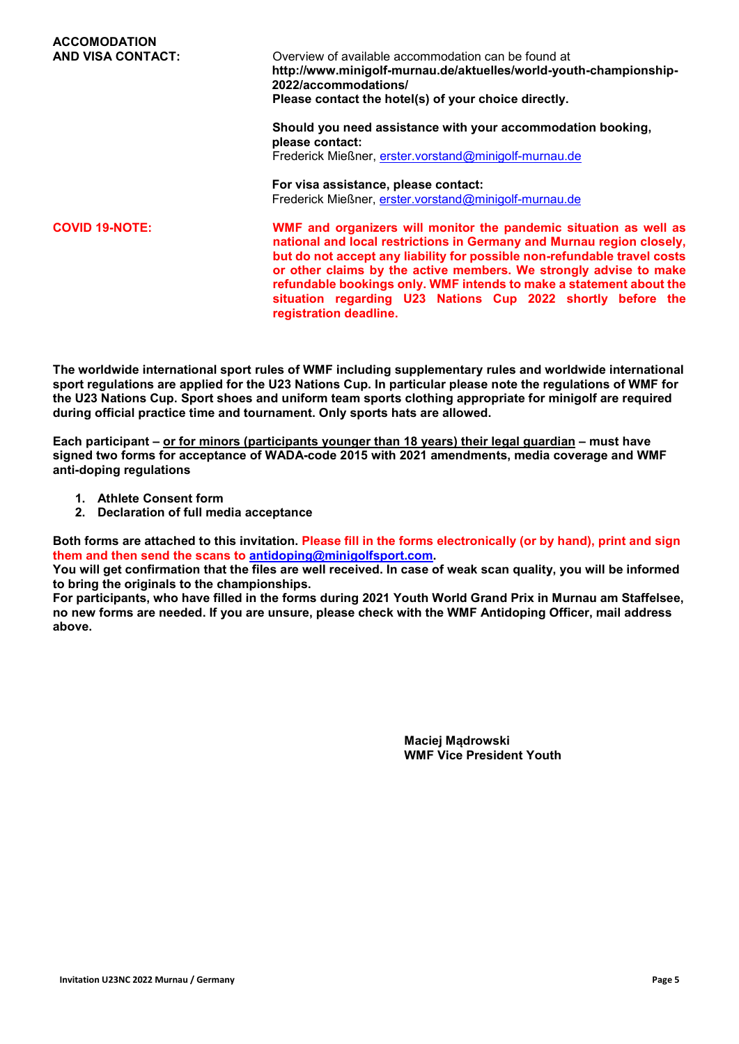**ACCOMODATION AND VISA CONTACT:**

Overview of available accommodation can be found at **http://www.minigolf-murnau.de/aktuelles/world-youth-championship-2022/accommodations/**
**Please contact the hotel(s) of your choice directly.**

**Should you need assistance with your accommodation booking, please contact:**
Frederick Mießner, erster.vorstand@minigolf-murnau.de

**For visa assistance, please contact:**
Frederick Mießner, erster.vorstand@minigolf-murnau.de

**COVID 19-NOTE:**

**WMF and organizers will monitor the pandemic situation as well as national and local restrictions in Germany and Murnau region closely, but do not accept any liability for possible non-refundable travel costs or other claims by the active members. We strongly advise to make refundable bookings only. WMF intends to make a statement about the situation regarding U23 Nations Cup 2022 shortly before the registration deadline.**

**The worldwide international sport rules of WMF including supplementary rules and worldwide international sport regulations are applied for the U23 Nations Cup. In particular please note the regulations of WMF for the U23 Nations Cup. Sport shoes and uniform team sports clothing appropriate for minigolf are required during official practice time and tournament. Only sports hats are allowed.**

**Each participant – or for minors (participants younger than 18 years) their legal guardian – must have signed two forms for acceptance of WADA-code 2015 with 2021 amendments, media coverage and WMF anti-doping regulations**

1. **Athlete Consent form**
2. **Declaration of full media acceptance**

**Both forms are attached to this invitation. Please fill in the forms electronically (or by hand), print and sign them and then send the scans to antidoping@minigolfsport.com.**
**You will get confirmation that the files are well received. In case of weak scan quality, you will be informed to bring the originals to the championships.**
**For participants, who have filled in the forms during 2021 Youth World Grand Prix in Murnau am Staffelsee, no new forms are needed. If you are unsure, please check with the WMF Antidoping Officer, mail address above.**

**Maciej Mądrowski**
**WMF Vice President Youth**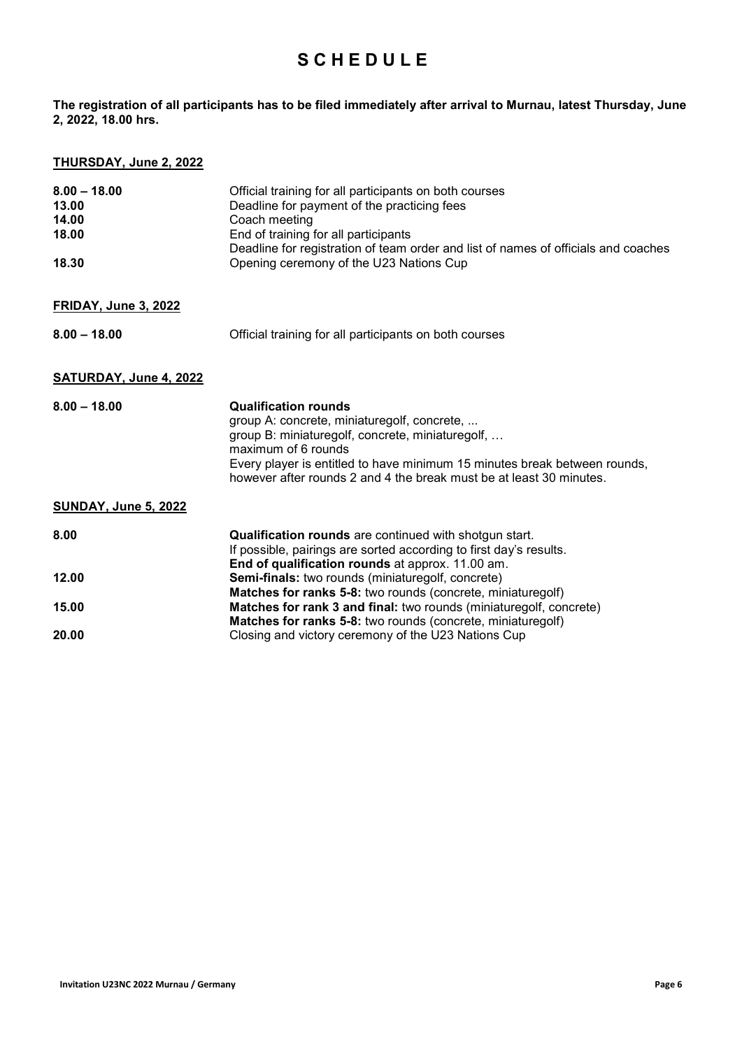# S C H E D U L E

**The registration of all participants has to be filed immediately after arrival to Murnau, latest Thursday, June 2, 2022, 18.00 hrs.**

## THURSDAY, June 2, 2022

| | |
|---|---|
| **8.00 – 18.00** | Official training for all participants on both courses |
| **13.00** | Deadline for payment of the practicing fees |
| **14.00** | Coach meeting |
| **18.00** | End of training for all participants<br>Deadline for registration of team order and list of names of officials and coaches |
| **18.30** | Opening ceremony of the U23 Nations Cup |

## FRIDAY, June 3, 2022

| | |
|---|---|
| **8.00 – 18.00** | Official training for all participants on both courses |

## SATURDAY, June 4, 2022

| | |
|---|---|
| **8.00 – 18.00** | **Qualification rounds**<br>group A: concrete, miniaturegolf, concrete, ...<br>group B: miniaturegolf, concrete, miniaturegolf, …<br>maximum of 6 rounds<br>Every player is entitled to have minimum 15 minutes break between rounds, however after rounds 2 and 4 the break must be at least 30 minutes. |

## SUNDAY, June 5, 2022

| | |
|---|---|
| **8.00** | **Qualification rounds** are continued with shotgun start.<br>If possible, pairings are sorted according to first day's results.<br>**End of qualification rounds** at approx. 11.00 am. |
| **12.00** | **Semi-finals:** two rounds (miniaturegolf, concrete)<br>**Matches for ranks 5-8:** two rounds (concrete, miniaturegolf) |
| **15.00** | **Matches for rank 3 and final:** two rounds (miniaturegolf, concrete)<br>**Matches for ranks 5-8:** two rounds (concrete, miniaturegolf) |
| **20.00** | Closing and victory ceremony of the U23 Nations Cup |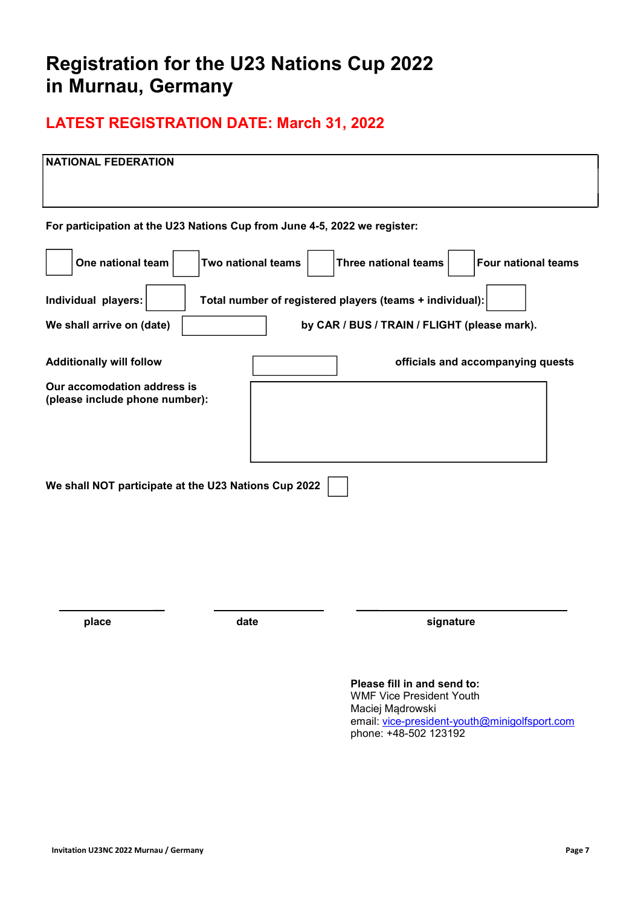# Registration for the U23 Nations Cup 2022 in Murnau, Germany

## LATEST REGISTRATION DATE: March 31, 2022

**NATIONAL FEDERATION**

**For participation at the U23 Nations Cup from June 4-5, 2022 we register:**

☐ **One national team** ☐ **Two national teams** ☐ **Three national teams** ☐ **Four national teams**

**Individual players:** ☐ **Total number of registered players (teams + individual):** ☐

**We shall arrive on (date)** __________ **by CAR / BUS / TRAIN / FLIGHT (please mark).**

**Additionally will follow** __________ **officials and accompanying quests**

**Our accomodation address is (please include phone number):**

**We shall NOT participate at the U23 Nations Cup 2022** ☐

| **place** | **date** | **signature** |
|---|---|---|
| | | |

**Please fill in and send to:**
WMF Vice President Youth
Maciej Mądrowski
email: vice-president-youth@minigolfsport.com
phone: +48-502 123192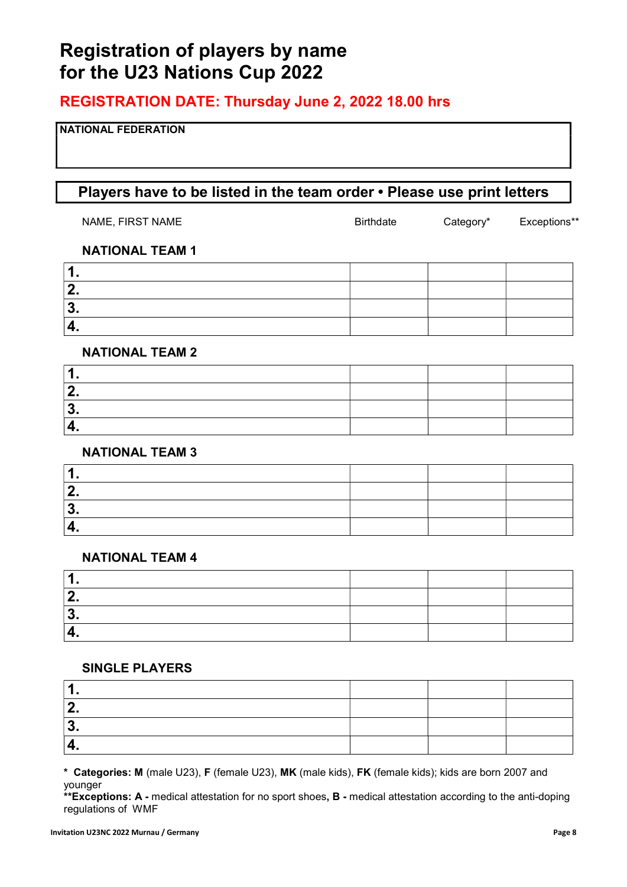# Registration of players by name for the U23 Nations Cup 2022

## REGISTRATION DATE: Thursday June 2, 2022 18.00 hrs

| NATIONAL FEDERATION |
|---|
| |

**Players have to be listed in the team order • Please use print letters**

### NATIONAL TEAM 1

| NAME, FIRST NAME | Birthdate | Category* | Exceptions** |
|---|---|---|---|
| 1. | | | |
| 2. | | | |
| 3. | | | |
| 4. | | | |

### NATIONAL TEAM 2

| NAME, FIRST NAME | Birthdate | Category* | Exceptions** |
|---|---|---|---|
| 1. | | | |
| 2. | | | |
| 3. | | | |
| 4. | | | |

### NATIONAL TEAM 3

| NAME, FIRST NAME | Birthdate | Category* | Exceptions** |
|---|---|---|---|
| 1. | | | |
| 2. | | | |
| 3. | | | |
| 4. | | | |

### NATIONAL TEAM 4

| NAME, FIRST NAME | Birthdate | Category* | Exceptions** |
|---|---|---|---|
| 1. | | | |
| 2. | | | |
| 3. | | | |
| 4. | | | |

### SINGLE PLAYERS

| NAME, FIRST NAME | Birthdate | Category* | Exceptions** |
|---|---|---|---|
| 1. | | | |
| 2. | | | |
| 3. | | | |
| 4. | | | |

**\* Categories: M** (male U23), **F** (female U23), **MK** (male kids), **FK** (female kids); kids are born 2007 and younger

**\*\*Exceptions: A -** medical attestation for no sport shoes**, B -** medical attestation according to the anti-doping regulations of WMF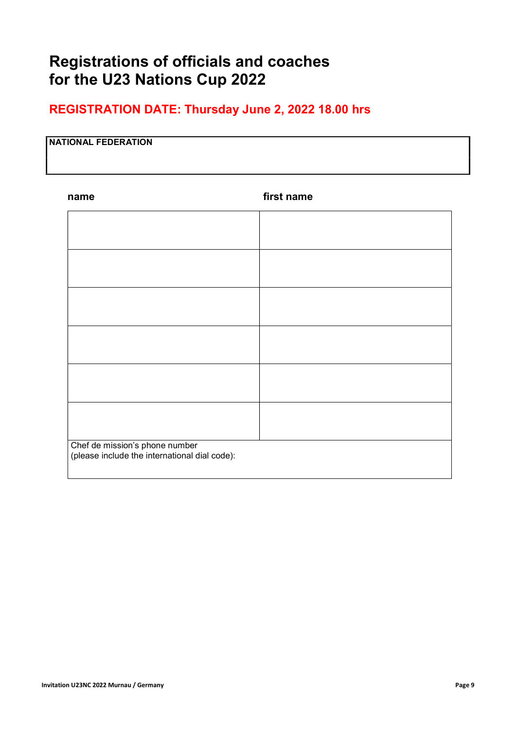# Registrations of officials and coaches for the U23 Nations Cup 2022

## REGISTRATION DATE: Thursday June 2, 2022 18.00 hrs

| NATIONAL FEDERATION |
|---|
| |

| name | first name |
|---|---|
| | |
| | |
| | |
| | |
| | |
| | |
| Chef de mission's phone number (please include the international dial code): | |

Invitation U23NC 2022 Murnau / Germany